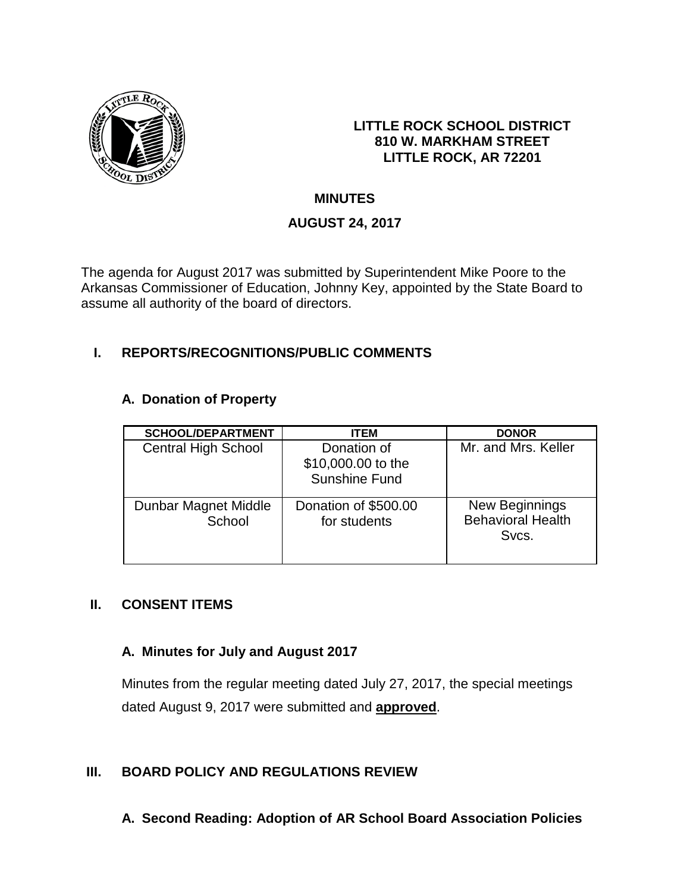**LITTLE ROCK SCHOOL DISTRICT**
**810 W. MARKHAM STREET**
**LITTLE ROCK, AR 72201**

**MINUTES**

**AUGUST 24, 2017**

The agenda for August 2017 was submitted by Superintendent Mike Poore to the Arkansas Commissioner of Education, Johnny Key, appointed by the State Board to assume all authority of the board of directors.

## I. REPORTS/RECOGNITIONS/PUBLIC COMMENTS

### A. Donation of Property

| SCHOOL/DEPARTMENT | ITEM | DONOR |
|---|---|---|
| Central High School | Donation of $10,000.00 to the Sunshine Fund | Mr. and Mrs. Keller |
| Dunbar Magnet Middle School | Donation of $500.00 for students | New Beginnings Behavioral Health Svcs. |

## II. CONSENT ITEMS

### A. Minutes for July and August 2017

Minutes from the regular meeting dated July 27, 2017, the special meetings dated August 9, 2017 were submitted and **approved**.

## III. BOARD POLICY AND REGULATIONS REVIEW

### A. Second Reading: Adoption of AR School Board Association Policies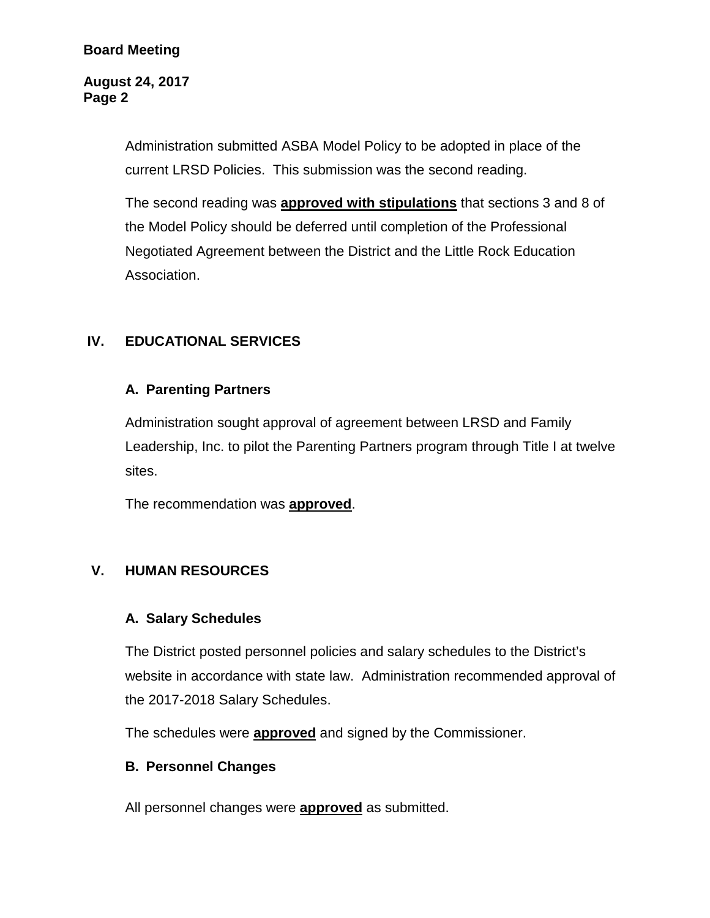Administration submitted ASBA Model Policy to be adopted in place of the current LRSD Policies. This submission was the second reading.

The second reading was **approved with stipulations** that sections 3 and 8 of the Model Policy should be deferred until completion of the Professional Negotiated Agreement between the District and the Little Rock Education Association.

## IV. EDUCATIONAL SERVICES

### A. Parenting Partners

Administration sought approval of agreement between LRSD and Family Leadership, Inc. to pilot the Parenting Partners program through Title I at twelve sites.

The recommendation was **approved**.

## V. HUMAN RESOURCES

### A. Salary Schedules

The District posted personnel policies and salary schedules to the District's website in accordance with state law. Administration recommended approval of the 2017-2018 Salary Schedules.

The schedules were **approved** and signed by the Commissioner.

### B. Personnel Changes

All personnel changes were **approved** as submitted.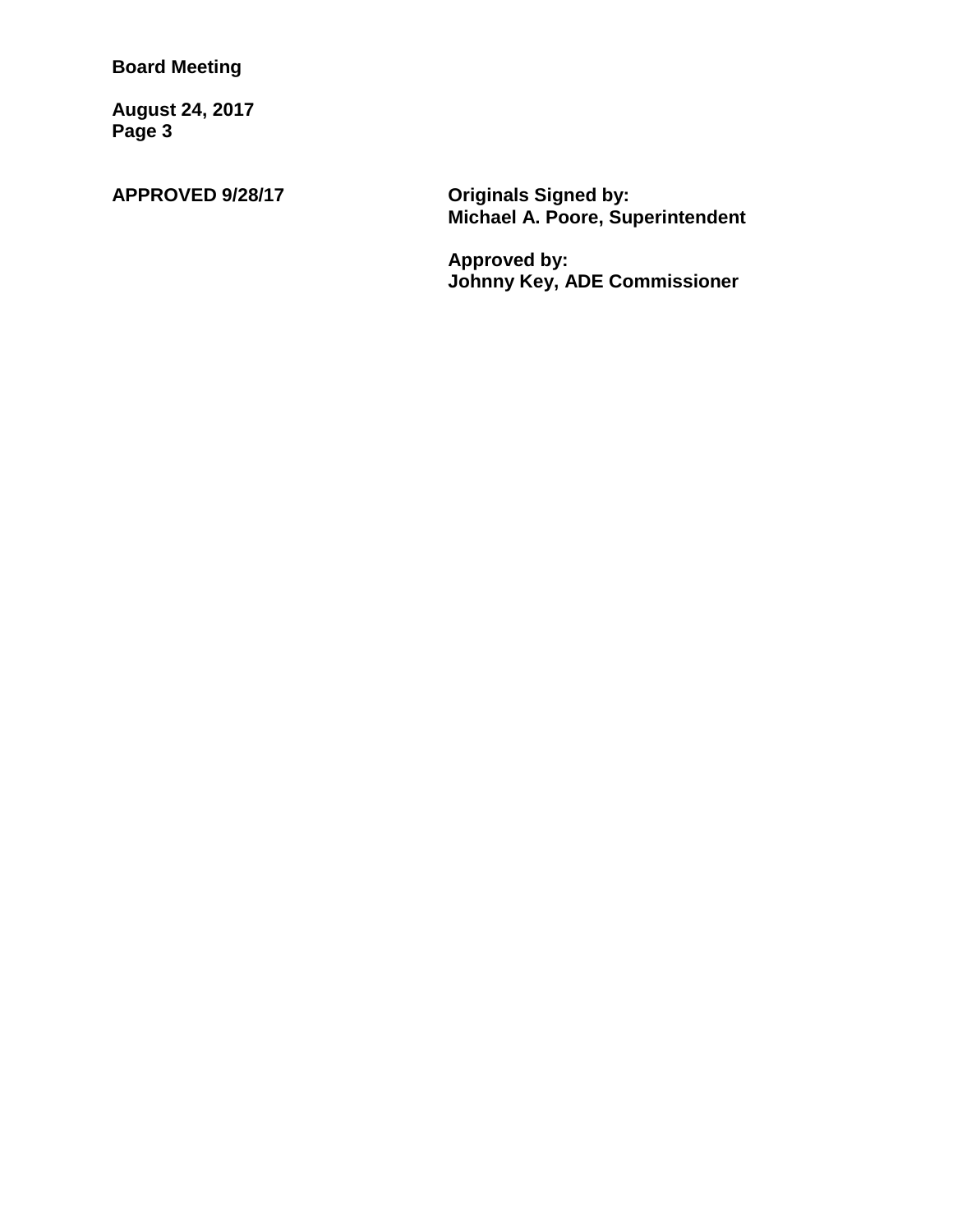**APPROVED 9/28/17**

**Originals Signed by:**
**Michael A. Poore, Superintendent**

**Approved by:**
**Johnny Key, ADE Commissioner**